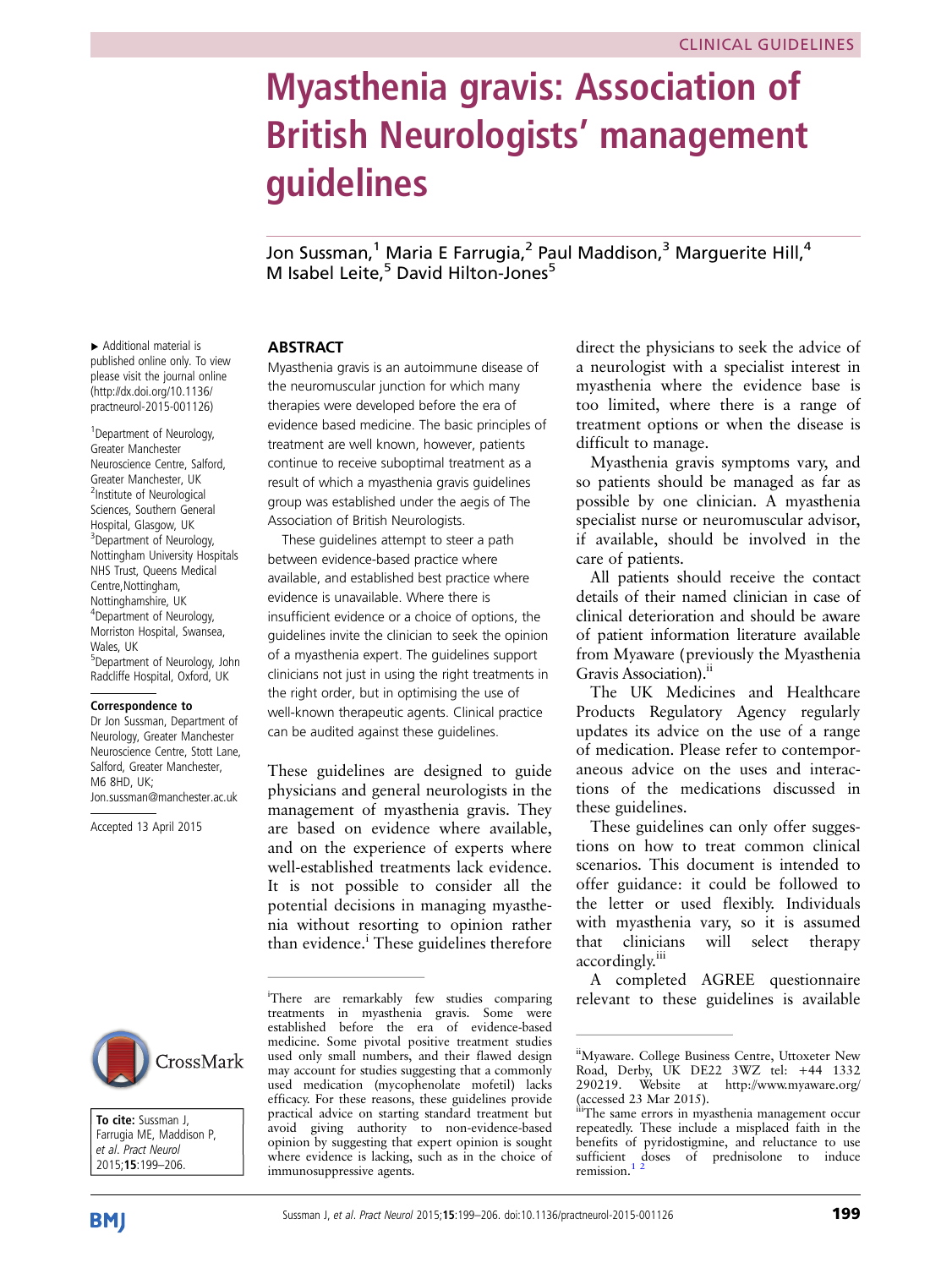# Myasthenia gravis: Association of British Neurologists' management guidelines

Jon Sussman,[1] Maria E Farrugia,[2] Paul Maddison,[3] Marguerite Hill,[4] M Isabel Leite,[5] David Hilton-Jones[5]

▸ Additional material is published online only. To view please visit the journal online (http://dx.doi.org/10.1136/practneurol-2015-001126)

[1]Department of Neurology, Greater Manchester Neuroscience Centre, Salford, Greater Manchester, UK
[2]Institute of Neurological Sciences, Southern General Hospital, Glasgow, UK
[3]Department of Neurology, Nottingham University Hospitals NHS Trust, Queens Medical Centre,Nottingham, Nottinghamshire, UK
[4]Department of Neurology, Morriston Hospital, Swansea, Wales, UK
[5]Department of Neurology, John Radcliffe Hospital, Oxford, UK

**Correspondence to**
Dr Jon Sussman, Department of Neurology, Greater Manchester Neuroscience Centre, Stott Lane, Salford, Greater Manchester, M6 8HD, UK; Jon.sussman@manchester.ac.uk

Accepted 13 April 2015

**To cite:** Sussman J, Farrugia ME, Maddison P, *et al. Pract Neurol* 2015;**15**:199–206.

## ABSTRACT

Myasthenia gravis is an autoimmune disease of the neuromuscular junction for which many therapies were developed before the era of evidence based medicine. The basic principles of treatment are well known, however, patients continue to receive suboptimal treatment as a result of which a myasthenia gravis guidelines group was established under the aegis of The Association of British Neurologists.

These guidelines attempt to steer a path between evidence-based practice where available, and established best practice where evidence is unavailable. Where there is insufficient evidence or a choice of options, the guidelines invite the clinician to seek the opinion of a myasthenia expert. The guidelines support clinicians not just in using the right treatments in the right order, but in optimising the use of well-known therapeutic agents. Clinical practice can be audited against these guidelines.

These guidelines are designed to guide physicians and general neurologists in the management of myasthenia gravis. They are based on evidence where available, and on the experience of experts where well-established treatments lack evidence. It is not possible to consider all the potential decisions in managing myasthenia without resorting to opinion rather than evidence.[i] These guidelines therefore direct the physicians to seek the advice of a neurologist with a specialist interest in myasthenia where the evidence base is too limited, where there is a range of treatment options or when the disease is difficult to manage.

Myasthenia gravis symptoms vary, and so patients should be managed as far as possible by one clinician. A myasthenia specialist nurse or neuromuscular advisor, if available, should be involved in the care of patients.

All patients should receive the contact details of their named clinician in case of clinical deterioration and should be aware of patient information literature available from Myaware (previously the Myasthenia Gravis Association).[ii]

The UK Medicines and Healthcare Products Regulatory Agency regularly updates its advice on the use of a range of medication. Please refer to contemporaneous advice on the uses and interactions of the medications discussed in these guidelines.

These guidelines can only offer suggestions on how to treat common clinical scenarios. This document is intended to offer guidance: it could be followed to the letter or used flexibly. Individuals with myasthenia vary, so it is assumed that clinicians will select therapy accordingly.[iii]

A completed AGREE questionnaire relevant to these guidelines is available

---

[i]There are remarkably few studies comparing treatments in myasthenia gravis. Some were established before the era of evidence-based medicine. Some pivotal positive treatment studies used only small numbers, and their flawed design may account for studies suggesting that a commonly used medication (mycophenolate mofetil) lacks efficacy. For these reasons, these guidelines provide practical advice on starting standard treatment but avoid giving authority to non-evidence-based opinion by suggesting that expert opinion is sought where evidence is lacking, such as in the choice of immunosuppressive agents.

[ii]Myaware. College Business Centre, Uttoxeter New Road, Derby, UK DE22 3WZ tel: +44 1332 290219. Website at http://www.myaware.org/ (accessed 23 Mar 2015).

[iii]The same errors in myasthenia management occur repeatedly. These include a misplaced faith in the benefits of pyridostigmine, and reluctance to use sufficient doses of prednisolone to induce remission.[1,2]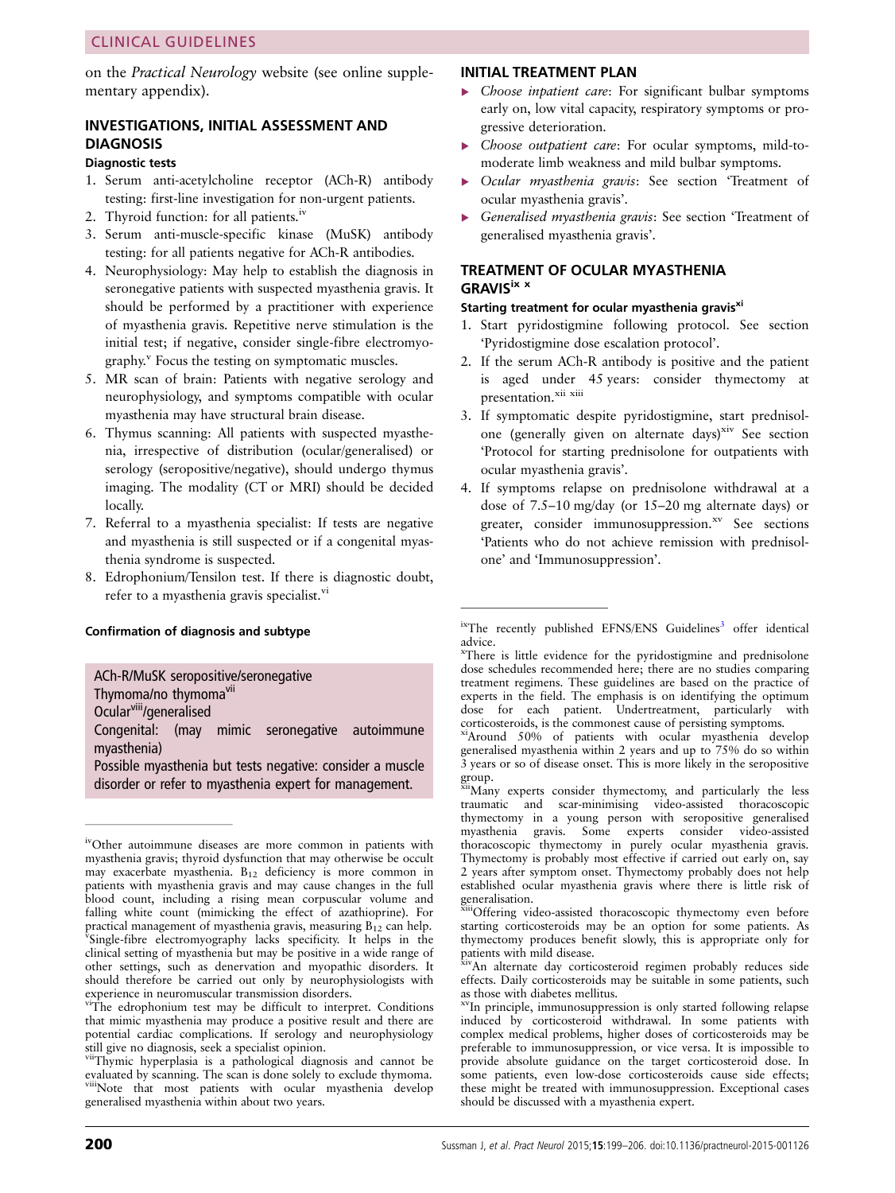on the *Practical Neurology* website (see online supplementary appendix).

## INVESTIGATIONS, INITIAL ASSESSMENT AND DIAGNOSIS

### Diagnostic tests

1. Serum anti-acetylcholine receptor (ACh-R) antibody testing: first-line investigation for non-urgent patients.
2. Thyroid function: for all patients.[iv]
3. Serum anti-muscle-specific kinase (MuSK) antibody testing: for all patients negative for ACh-R antibodies.
4. Neurophysiology: May help to establish the diagnosis in seronegative patients with suspected myasthenia gravis. It should be performed by a practitioner with experience of myasthenia gravis. Repetitive nerve stimulation is the initial test; if negative, consider single-fibre electromyography.[v] Focus the testing on symptomatic muscles.
5. MR scan of brain: Patients with negative serology and neurophysiology, and symptoms compatible with ocular myasthenia may have structural brain disease.
6. Thymus scanning: All patients with suspected myasthenia, irrespective of distribution (ocular/generalised) or serology (seropositive/negative), should undergo thymus imaging. The modality (CT or MRI) should be decided locally.
7. Referral to a myasthenia specialist: If tests are negative and myasthenia is still suspected or if a congenital myasthenia syndrome is suspected.
8. Edrophonium/Tensilon test. If there is diagnostic doubt, refer to a myasthenia gravis specialist.[vi]

### Confirmation of diagnosis and subtype

ACh-R/MuSK seropositive/seronegative
Thymoma/no thymoma[vii]
Ocular[viii]/generalised
Congenital: (may mimic seronegative autoimmune myasthenia)
Possible myasthenia but tests negative: consider a muscle disorder or refer to myasthenia expert for management.

[iv]Other autoimmune diseases are more common in patients with myasthenia gravis; thyroid dysfunction that may otherwise be occult may exacerbate myasthenia. $B_{12}$ deficiency is more common in patients with myasthenia gravis and may cause changes in the full blood count, including a rising mean corpuscular volume and falling white count (mimicking the effect of azathioprine). For practical management of myasthenia gravis, measuring $B_{12}$ can help.

[v]Single-fibre electromyography lacks specificity. It helps in the clinical setting of myasthenia but may be positive in a wide range of other settings, such as denervation and myopathic disorders. It should therefore be carried out only by neurophysiologists with experience in neuromuscular transmission disorders.

[vi]The edrophonium test may be difficult to interpret. Conditions that mimic myasthenia may produce a positive result and there are potential cardiac complications. If serology and neurophysiology still give no diagnosis, seek a specialist opinion.

[vii]Thymic hyperplasia is a pathological diagnosis and cannot be evaluated by scanning. The scan is done solely to exclude thymoma.

[viii]Note that most patients with ocular myasthenia develop generalised myasthenia within about two years.

## INITIAL TREATMENT PLAN

- *Choose inpatient care*: For significant bulbar symptoms early on, low vital capacity, respiratory symptoms or progressive deterioration.
- *Choose outpatient care*: For ocular symptoms, mild-to-moderate limb weakness and mild bulbar symptoms.
- *Ocular myasthenia gravis*: See section 'Treatment of ocular myasthenia gravis'.
- *Generalised myasthenia gravis*: See section 'Treatment of generalised myasthenia gravis'.

## TREATMENT OF OCULAR MYASTHENIA GRAVIS[ix x]

### Starting treatment for ocular myasthenia gravis[xi]

1. Start pyridostigmine following protocol. See section 'Pyridostigmine dose escalation protocol'.
2. If the serum ACh-R antibody is positive and the patient is aged under 45 years: consider thymectomy at presentation.[xii xiii]
3. If symptomatic despite pyridostigmine, start prednisolone (generally given on alternate days)[xiv] See section 'Protocol for starting prednisolone for outpatients with ocular myasthenia gravis'.
4. If symptoms relapse on prednisolone withdrawal at a dose of 7.5–10 mg/day (or 15–20 mg alternate days) or greater, consider immunosuppression.[xv] See sections 'Patients who do not achieve remission with prednisolone' and 'Immunosuppression'.

[ix]The recently published EFNS/ENS Guidelines[3] offer identical advice.

[x]There is little evidence for the pyridostigmine and prednisolone dose schedules recommended here; there are no studies comparing treatment regimens. These guidelines are based on the practice of experts in the field. The emphasis is on identifying the optimum dose for each patient. Undertreatment, particularly with corticosteroids, is the commonest cause of persisting symptoms.

[xi]Around 50% of patients with ocular myasthenia develop generalised myasthenia within 2 years and up to 75% do so within 3 years or so of disease onset. This is more likely in the seropositive group.

[xii]Many experts consider thymectomy, and particularly the less traumatic and scar-minimising video-assisted thoracoscopic thymectomy in a young person with seropositive generalised myasthenia gravis. Some experts consider video-assisted thoracoscopic thymectomy in purely ocular myasthenia gravis. Thymectomy is probably most effective if carried out early on, say 2 years after symptom onset. Thymectomy probably does not help established ocular myasthenia gravis where there is little risk of generalisation.

[xiii]Offering video-assisted thoracoscopic thymectomy even before starting corticosteroids may be an option for some patients. As thymectomy produces benefit slowly, this is appropriate only for patients with mild disease.

[xiv]An alternate day corticosteroid regimen probably reduces side effects. Daily corticosteroids may be suitable in some patients, such as those with diabetes mellitus.

[xv]In principle, immunosuppression is only started following relapse induced by corticosteroid withdrawal. In some patients with complex medical problems, higher doses of corticosteroids may be preferable to immunosuppression, or vice versa. It is impossible to provide absolute guidance on the target corticosteroid dose. In some patients, even low-dose corticosteroids cause side effects; these might be treated with immunosuppression. Exceptional cases should be discussed with a myasthenia expert.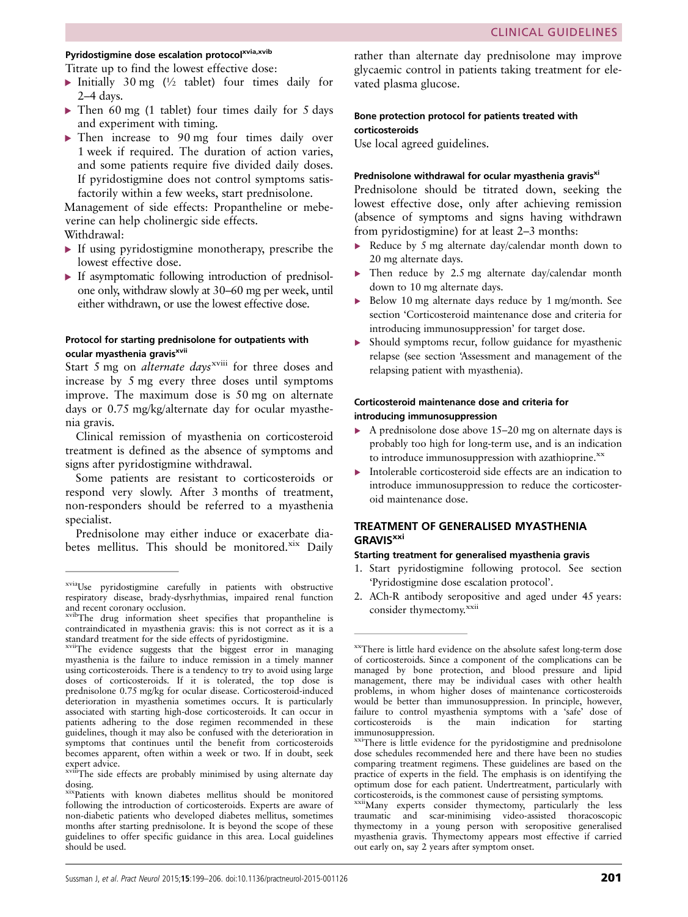#### Pyridostigmine dose escalation protocol[xvia,xvib]

Titrate up to find the lowest effective dose:

- Initially 30 mg (½ tablet) four times daily for 2–4 days.
- Then 60 mg (1 tablet) four times daily for 5 days and experiment with timing.
- Then increase to 90 mg four times daily over 1 week if required. The duration of action varies, and some patients require five divided daily doses. If pyridostigmine does not control symptoms satisfactorily within a few weeks, start prednisolone.

Management of side effects: Propantheline or mebeverine can help cholinergic side effects.

Withdrawal:

- If using pyridostigmine monotherapy, prescribe the lowest effective dose.
- If asymptomatic following introduction of prednisolone only, withdraw slowly at 30–60 mg per week, until either withdrawn, or use the lowest effective dose.

#### Protocol for starting prednisolone for outpatients with ocular myasthenia gravis[xvii]

Start 5 mg on *alternate days*[xviii] for three doses and increase by 5 mg every three doses until symptoms improve. The maximum dose is 50 mg on alternate days or 0.75 mg/kg/alternate day for ocular myasthenia gravis.

Clinical remission of myasthenia on corticosteroid treatment is defined as the absence of symptoms and signs after pyridostigmine withdrawal.

Some patients are resistant to corticosteroids or respond very slowly. After 3 months of treatment, non-responders should be referred to a myasthenia specialist.

Prednisolone may either induce or exacerbate diabetes mellitus. This should be monitored.[xix] Daily rather than alternate day prednisolone may improve glycaemic control in patients taking treatment for elevated plasma glucose.

#### Bone protection protocol for patients treated with corticosteroids

Use local agreed guidelines.

#### Prednisolone withdrawal for ocular myasthenia gravis[xi]

Prednisolone should be titrated down, seeking the lowest effective dose, only after achieving remission (absence of symptoms and signs having withdrawn from pyridostigmine) for at least 2–3 months:

- Reduce by 5 mg alternate day/calendar month down to 20 mg alternate days.
- Then reduce by 2.5 mg alternate day/calendar month down to 10 mg alternate days.
- Below 10 mg alternate days reduce by 1 mg/month. See section 'Corticosteroid maintenance dose and criteria for introducing immunosuppression' for target dose.
- Should symptoms recur, follow guidance for myasthenic relapse (see section 'Assessment and management of the relapsing patient with myasthenia).

#### Corticosteroid maintenance dose and criteria for introducing immunosuppression

- A prednisolone dose above 15–20 mg on alternate days is probably too high for long-term use, and is an indication to introduce immunosuppression with azathioprine.[xx]
- Intolerable corticosteroid side effects are an indication to introduce immunosuppression to reduce the corticosteroid maintenance dose.

## TREATMENT OF GENERALISED MYASTHENIA GRAVIS[xxi]

#### Starting treatment for generalised myasthenia gravis

1. Start pyridostigmine following protocol. See section 'Pyridostigmine dose escalation protocol'.
2. ACh-R antibody seropositive and aged under 45 years: consider thymectomy.[xxii]

---

[xvia] Use pyridostigmine carefully in patients with obstructive respiratory disease, brady-dysrhythmias, impaired renal function and recent coronary occlusion.

[xvib] The drug information sheet specifies that propantheline is contraindicated in myasthenia gravis: this is not correct as it is a standard treatment for the side effects of pyridostigmine.

[xvii] The evidence suggests that the biggest error in managing myasthenia is the failure to induce remission in a timely manner using corticosteroids. There is a tendency to try to avoid using large doses of corticosteroids. If it is tolerated, the top dose is prednisolone 0.75 mg/kg for ocular disease. Corticosteroid-induced deterioration in myasthenia sometimes occurs. It is particularly associated with starting high-dose corticosteroids. It can occur in patients adhering to the dose regimen recommended in these guidelines, though it may also be confused with the deterioration in symptoms that continues until the benefit from corticosteroids becomes apparent, often within a week or two. If in doubt, seek expert advice.

[xviii] The side effects are probably minimised by using alternate day dosing.

[xix] Patients with known diabetes mellitus should be monitored following the introduction of corticosteroids. Experts are aware of non-diabetic patients who developed diabetes mellitus, sometimes months after starting prednisolone. It is beyond the scope of these guidelines to offer specific guidance in this area. Local guidelines should be used.

[xx] There is little hard evidence on the absolute safest long-term dose of corticosteroids. Since a component of the complications can be managed by bone protection, and blood pressure and lipid management, there may be individual cases with other health problems, in whom higher doses of maintenance corticosteroids would be better than immunosuppression. In principle, however, failure to control myasthenia symptoms with a 'safe' dose of corticosteroids is the main indication for starting immunosuppression.

[xxi] There is little evidence for the pyridostigmine and prednisolone dose schedules recommended here and there have been no studies comparing treatment regimens. These guidelines are based on the practice of experts in the field. The emphasis is on identifying the optimum dose for each patient. Undertreatment, particularly with corticosteroids, is the commonest cause of persisting symptoms.

[xxii] Many experts consider thymectomy, particularly the less traumatic and scar-minimising video-assisted thoracoscopic thymectomy in a young person with seropositive generalised myasthenia gravis. Thymectomy appears most effective if carried out early on, say 2 years after symptom onset.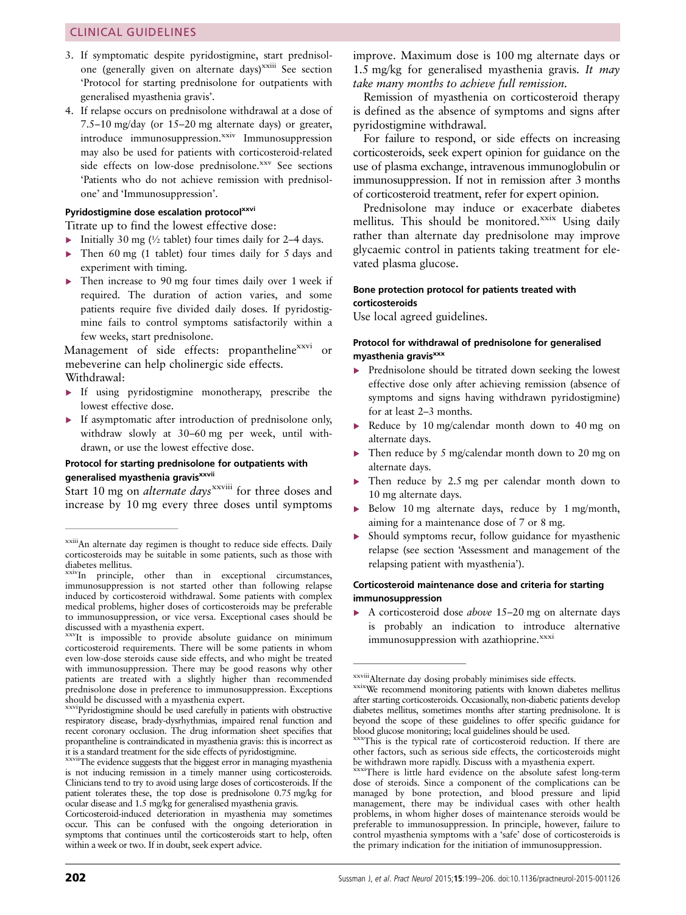3. If symptomatic despite pyridostigmine, start prednisolone (generally given on alternate days)[xxiii] See section 'Protocol for starting prednisolone for outpatients with generalised myasthenia gravis'.
4. If relapse occurs on prednisolone withdrawal at a dose of 7.5–10 mg/day (or 15–20 mg alternate days) or greater, introduce immunosuppression.[xxiv] Immunosuppression may also be used for patients with corticosteroid-related side effects on low-dose prednisolone.[xxv] See sections 'Patients who do not achieve remission with prednisolone' and 'Immunosuppression'.

#### Pyridostigmine dose escalation protocol[xxvi]

Titrate up to find the lowest effective dose:

- Initially 30 mg (½ tablet) four times daily for 2–4 days.
- Then 60 mg (1 tablet) four times daily for 5 days and experiment with timing.
- Then increase to 90 mg four times daily over 1 week if required. The duration of action varies, and some patients require five divided daily doses. If pyridostigmine fails to control symptoms satisfactorily within a few weeks, start prednisolone.

Management of side effects: propantheline[xxvi] or mebeverine can help cholinergic side effects.

Withdrawal:

- If using pyridostigmine monotherapy, prescribe the lowest effective dose.
- If asymptomatic after introduction of prednisolone only, withdraw slowly at 30–60 mg per week, until withdrawn, or use the lowest effective dose.

#### Protocol for starting prednisolone for outpatients with generalised myasthenia gravis[xxvii]

Start 10 mg on *alternate days*[xxviii] for three doses and increase by 10 mg every three doses until symptoms improve. Maximum dose is 100 mg alternate days or 1.5 mg/kg for generalised myasthenia gravis. *It may take many months to achieve full remission.*

Remission of myasthenia on corticosteroid therapy is defined as the absence of symptoms and signs after pyridostigmine withdrawal.

For failure to respond, or side effects on increasing corticosteroids, seek expert opinion for guidance on the use of plasma exchange, intravenous immunoglobulin or immunosuppression. If not in remission after 3 months of corticosteroid treatment, refer for expert opinion.

Prednisolone may induce or exacerbate diabetes mellitus. This should be monitored.[xxix] Using daily rather than alternate day prednisolone may improve glycaemic control in patients taking treatment for elevated plasma glucose.

#### Bone protection protocol for patients treated with corticosteroids

Use local agreed guidelines.

#### Protocol for withdrawal of prednisolone for generalised myasthenia gravis[xxx]

- Prednisolone should be titrated down seeking the lowest effective dose only after achieving remission (absence of symptoms and signs having withdrawn pyridostigmine) for at least 2–3 months.
- Reduce by 10 mg/calendar month down to 40 mg on alternate days.
- Then reduce by 5 mg/calendar month down to 20 mg on alternate days.
- Then reduce by 2.5 mg per calendar month down to 10 mg alternate days.
- Below 10 mg alternate days, reduce by 1 mg/month, aiming for a maintenance dose of 7 or 8 mg.
- Should symptoms recur, follow guidance for myasthenic relapse (see section 'Assessment and management of the relapsing patient with myasthenia').

#### Corticosteroid maintenance dose and criteria for starting immunosuppression

- A corticosteroid dose *above* 15–20 mg on alternate days is probably an indication to introduce alternative immunosuppression with azathioprine.[xxxi]

---

[xxiii] An alternate day regimen is thought to reduce side effects. Daily corticosteroids may be suitable in some patients, such as those with diabetes mellitus.

[xxiv] In principle, other than in exceptional circumstances, immunosuppression is not started other than following relapse induced by corticosteroid withdrawal. Some patients with complex medical problems, higher doses of corticosteroids may be preferable to immunosuppression, or vice versa. Exceptional cases should be discussed with a myasthenia expert.

[xxv] It is impossible to provide absolute guidance on minimum corticosteroid requirements. There will be some patients in whom even low-dose steroids cause side effects, and who might be treated with immunosuppression. There may be good reasons why other patients are treated with a slightly higher than recommended prednisolone dose in preference to immunosuppression. Exceptions should be discussed with a myasthenia expert.

[xxvi] Pyridostigmine should be used carefully in patients with obstructive respiratory disease, brady-dysrhythmias, impaired renal function and recent coronary occlusion. The drug information sheet specifies that propantheline is contraindicated in myasthenia gravis: this is incorrect as it is a standard treatment for the side effects of pyridostigmine.

[xxvii] The evidence suggests that the biggest error in managing myasthenia is not inducing remission in a timely manner using corticosteroids. Clinicians tend to try to avoid using large doses of corticosteroids. If the patient tolerates these, the top dose is prednisolone 0.75 mg/kg for ocular disease and 1.5 mg/kg for generalised myasthenia gravis.

Corticosteroid-induced deterioration in myasthenia may sometimes occur. This can be confused with the ongoing deterioration in symptoms that continues until the corticosteroids start to help, often within a week or two. If in doubt, seek expert advice.

[xxviii] Alternate day dosing probably minimises side effects.

[xxix] We recommend monitoring patients with known diabetes mellitus after starting corticosteroids. Occasionally, non-diabetic patients develop diabetes mellitus, sometimes months after starting prednisolone. It is beyond the scope of these guidelines to offer specific guidance for blood glucose monitoring; local guidelines should be used.

[xxx] This is the typical rate of corticosteroid reduction. If there are other factors, such as serious side effects, the corticosteroids might be withdrawn more rapidly. Discuss with a myasthenia expert.

[xxxi] There is little hard evidence on the absolute safest long-term dose of steroids. Since a component of the complications can be managed by bone protection, and blood pressure and lipid management, there may be individual cases with other health problems, in whom higher doses of maintenance steroids would be preferable to immunosuppression. In principle, however, failure to control myasthenia symptoms with a 'safe' dose of corticosteroids is the primary indication for the initiation of immunosuppression.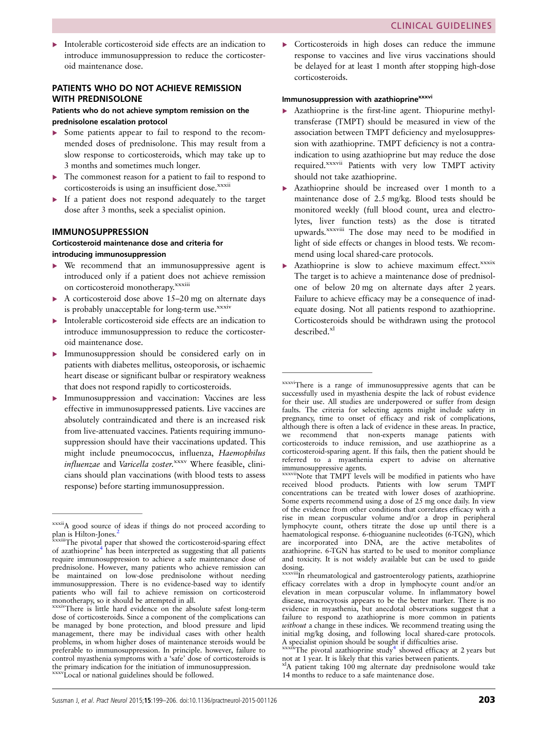- Intolerable corticosteroid side effects are an indication to introduce immunosuppression to reduce the corticosteroid maintenance dose.

## PATIENTS WHO DO NOT ACHIEVE REMISSION WITH PREDNISOLONE

### Patients who do not achieve symptom remission on the prednisolone escalation protocol

- Some patients appear to fail to respond to the recommended doses of prednisolone. This may result from a slow response to corticosteroids, which may take up to 3 months and sometimes much longer.
- The commonest reason for a patient to fail to respond to corticosteroids is using an insufficient dose.[xxxii]
- If a patient does not respond adequately to the target dose after 3 months, seek a specialist opinion.

## IMMUNOSUPPRESSION

### Corticosteroid maintenance dose and criteria for introducing immunosuppression

- We recommend that an immunosuppressive agent is introduced only if a patient does not achieve remission on corticosteroid monotherapy.[xxxiii]
- A corticosteroid dose above 15–20 mg on alternate days is probably unacceptable for long-term use.[xxxiv]
- Intolerable corticosteroid side effects are an indication to introduce immunosuppression to reduce the corticosteroid maintenance dose.
- Immunosuppression should be considered early on in patients with diabetes mellitus, osteoporosis, or ischaemic heart disease or significant bulbar or respiratory weakness that does not respond rapidly to corticosteroids.
- Immunosuppression and vaccination: Vaccines are less effective in immunosuppressed patients. Live vaccines are absolutely contraindicated and there is an increased risk from live-attenuated vaccines. Patients requiring immunosuppression should have their vaccinations updated. This might include pneumococcus, influenza, *Haemophilus influenzae* and *Varicella zoster.*[xxxv] Where feasible, clinicians should plan vaccinations (with blood tests to assess response) before starting immunosuppression.
- Corticosteroids in high doses can reduce the immune response to vaccines and live virus vaccinations should be delayed for at least 1 month after stopping high-dose corticosteroids.

### Immunosuppression with azathioprine[xxxvi]

- Azathioprine is the first-line agent. Thiopurine methyltransferase (TMPT) should be measured in view of the association between TMPT deficiency and myelosuppression with azathioprine. TMPT deficiency is not a contraindication to using azathioprine but may reduce the dose required.[xxxvii] Patients with very low TMPT activity should not take azathioprine.
- Azathioprine should be increased over 1 month to a maintenance dose of 2.5 mg/kg. Blood tests should be monitored weekly (full blood count, urea and electrolytes, liver function tests) as the dose is titrated upwards.[xxxviii] The dose may need to be modified in light of side effects or changes in blood tests. We recommend using local shared-care protocols.
- Azathioprine is slow to achieve maximum effect.[xxxix] The target is to achieve a maintenance dose of prednisolone of below 20 mg on alternate days after 2 years. Failure to achieve efficacy may be a consequence of inadequate dosing. Not all patients respond to azathioprine. Corticosteroids should be withdrawn using the protocol described.[xl]

---

[xxxii] A good source of ideas if things do not proceed according to plan is Hilton-Jones.[2]

[xxxiii] The pivotal paper that showed the corticosteroid-sparing effect of azathioprine[4] has been interpreted as suggesting that all patients require immunosuppression to achieve a safe maintenance dose of prednisolone. However, many patients who achieve remission can be maintained on low-dose prednisolone without needing immunosuppression. There is no evidence-based way to identify patients who will fail to achieve remission on corticosteroid monotherapy, so it should be attempted in all.

[xxxiv] There is little hard evidence on the absolute safest long-term dose of corticosteroids. Since a component of the complications can be managed by bone protection, and blood pressure and lipid management, there may be individual cases with other health problems, in whom higher doses of maintenance steroids would be preferable to immunosuppression. In principle. however, failure to control myasthenia symptoms with a 'safe' dose of corticosteroids is the primary indication for the initiation of immunosuppression.

[xxxv] Local or national guidelines should be followed.

[xxxvi] There is a range of immunosuppressive agents that can be successfully used in myasthenia despite the lack of robust evidence for their use. All studies are underpowered or suffer from design faults. The criteria for selecting agents might include safety in pregnancy, time to onset of efficacy and risk of complications, although there is often a lack of evidence in these areas. In practice, we recommend that non-experts manage patients with corticosteroids to induce remission, and use azathioprine as a corticosteroid-sparing agent. If this fails, then the patient should be referred to a myasthenia expert to advise on alternative immunosuppressive agents.

[xxxvii] Note that TMPT levels will be modified in patients who have received blood products. Patients with low serum TMPT concentrations can be treated with lower doses of azathioprine. Some experts recommend using a dose of 25 mg once daily. In view of the evidence from other conditions that correlates efficacy with a rise in mean corpuscular volume and/or a drop in peripheral lymphocyte count, others titrate the dose up until there is a haematological response. 6-thioguanine nucleotides (6-TGN), which are incorporated into DNA, are the active metabolites of azathioprine. 6-TGN has started to be used to monitor compliance and toxicity. It is not widely available but can be used to guide dosing.

[xxxviii] In rheumatological and gastroenterology patients, azathioprine efficacy correlates with a drop in lymphocyte count and/or an elevation in mean corpuscular volume. In inflammatory bowel disease, macrocytosis appears to be the better marker. There is no evidence in myasthenia, but anecdotal observations suggest that a failure to respond to azathioprine is more common in patients *without* a change in these indices. We recommend treating using the initial mg/kg dosing, and following local shared-care protocols. A specialist opinion should be sought if difficulties arise.

[xxxix] The pivotal azathioprine study[4] showed efficacy at 2 years but not at 1 year. It is likely that this varies between patients.

[xl] A patient taking 100 mg alternate day prednisolone would take 14 months to reduce to a safe maintenance dose.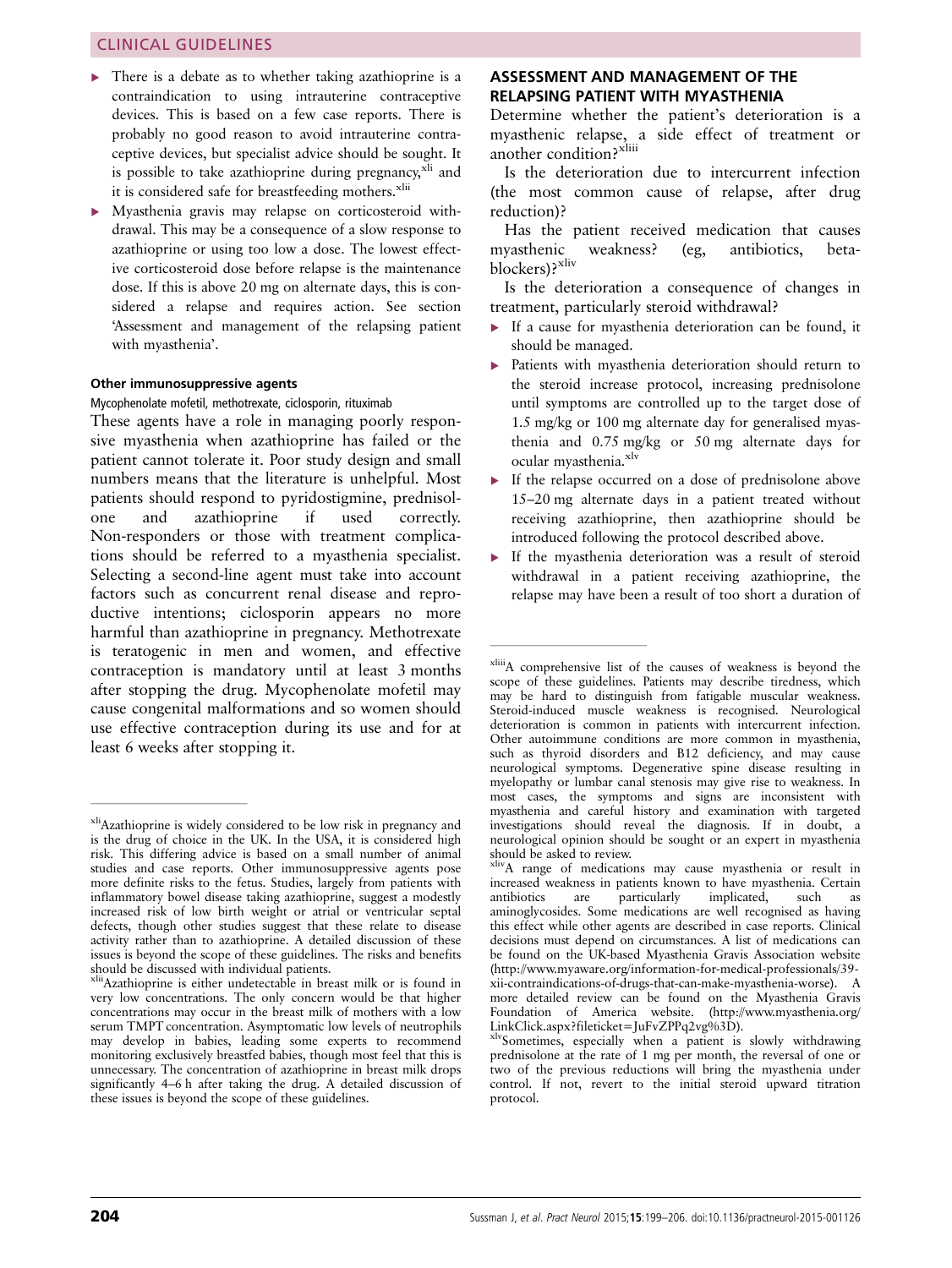- There is a debate as to whether taking azathioprine is a contraindication to using intrauterine contraceptive devices. This is based on a few case reports. There is probably no good reason to avoid intrauterine contraceptive devices, but specialist advice should be sought. It is possible to take azathioprine during pregnancy,[xli] and it is considered safe for breastfeeding mothers.[xlii]
- Myasthenia gravis may relapse on corticosteroid withdrawal. This may be a consequence of a slow response to azathioprine or using too low a dose. The lowest effective corticosteroid dose before relapse is the maintenance dose. If this is above 20 mg on alternate days, this is considered a relapse and requires action. See section 'Assessment and management of the relapsing patient with myasthenia'.

#### Other immunosuppressive agents

Mycophenolate mofetil, methotrexate, ciclosporin, rituximab

These agents have a role in managing poorly responsive myasthenia when azathioprine has failed or the patient cannot tolerate it. Poor study design and small numbers means that the literature is unhelpful. Most patients should respond to pyridostigmine, prednisolone and azathioprine if used correctly. Non-responders or those with treatment complications should be referred to a myasthenia specialist. Selecting a second-line agent must take into account factors such as concurrent renal disease and reproductive intentions; ciclosporin appears no more harmful than azathioprine in pregnancy. Methotrexate is teratogenic in men and women, and effective contraception is mandatory until at least 3 months after stopping the drug. Mycophenolate mofetil may cause congenital malformations and so women should use effective contraception during its use and for at least 6 weeks after stopping it.

### ASSESSMENT AND MANAGEMENT OF THE RELAPSING PATIENT WITH MYASTHENIA

Determine whether the patient's deterioration is a myasthenic relapse, a side effect of treatment or another condition?[xliii]

Is the deterioration due to intercurrent infection (the most common cause of relapse, after drug reduction)?

Has the patient received medication that causes myasthenic weakness? (eg, antibiotics, beta-blockers)?[xliv]

Is the deterioration a consequence of changes in treatment, particularly steroid withdrawal?

- If a cause for myasthenia deterioration can be found, it should be managed.
- Patients with myasthenia deterioration should return to the steroid increase protocol, increasing prednisolone until symptoms are controlled up to the target dose of 1.5 mg/kg or 100 mg alternate day for generalised myasthenia and 0.75 mg/kg or 50 mg alternate days for ocular myasthenia.[xlv]
- If the relapse occurred on a dose of prednisolone above 15–20 mg alternate days in a patient treated without receiving azathioprine, then azathioprine should be introduced following the protocol described above.
- If the myasthenia deterioration was a result of steroid withdrawal in a patient receiving azathioprine, the relapse may have been a result of too short a duration of

---

[xli] Azathioprine is widely considered to be low risk in pregnancy and is the drug of choice in the UK. In the USA, it is considered high risk. This differing advice is based on a small number of animal studies and case reports. Other immunosuppressive agents pose more definite risks to the fetus. Studies, largely from patients with inflammatory bowel disease taking azathioprine, suggest a modestly increased risk of low birth weight or atrial or ventricular septal defects, though other studies suggest that these relate to disease activity rather than to azathioprine. A detailed discussion of these issues is beyond the scope of these guidelines. The risks and benefits should be discussed with individual patients.

[xlii] Azathioprine is either undetectable in breast milk or is found in very low concentrations. The only concern would be that higher concentrations may occur in the breast milk of mothers with a low serum TMPT concentration. Asymptomatic low levels of neutrophils may develop in babies, leading some experts to recommend monitoring exclusively breastfed babies, though most feel that this is unnecessary. The concentration of azathioprine in breast milk drops significantly 4–6 h after taking the drug. A detailed discussion of these issues is beyond the scope of these guidelines.

[xliii] A comprehensive list of the causes of weakness is beyond the scope of these guidelines. Patients may describe tiredness, which may be hard to distinguish from fatigable muscular weakness. Steroid-induced muscle weakness is recognised. Neurological deterioration is common in patients with intercurrent infection. Other autoimmune conditions are more common in myasthenia, such as thyroid disorders and B12 deficiency, and may cause neurological symptoms. Degenerative spine disease resulting in myelopathy or lumbar canal stenosis may give rise to weakness. In most cases, the symptoms and signs are inconsistent with myasthenia and careful history and examination with targeted investigations should reveal the diagnosis. If in doubt, a neurological opinion should be sought or an expert in myasthenia should be asked to review.

[xliv] A range of medications may cause myasthenia or result in increased weakness in patients known to have myasthenia. Certain antibiotics are particularly implicated, such as aminoglycosides. Some medications are well recognised as having this effect while other agents are described in case reports. Clinical decisions must depend on circumstances. A list of medications can be found on the UK-based Myasthenia Gravis Association website (http://www.myaware.org/information-for-medical-professionals/39-xii-contraindications-of-drugs-that-can-make-myasthenia-worse). A more detailed review can be found on the Myasthenia Gravis Foundation of America website. (http://www.myasthenia.org/LinkClick.aspx?fileticket=JuFvZPPq2vg%3D).

[xlv] Sometimes, especially when a patient is slowly withdrawing prednisolone at the rate of 1 mg per month, the reversal of one or two of the previous reductions will bring the myasthenia under control. If not, revert to the initial steroid upward titration protocol.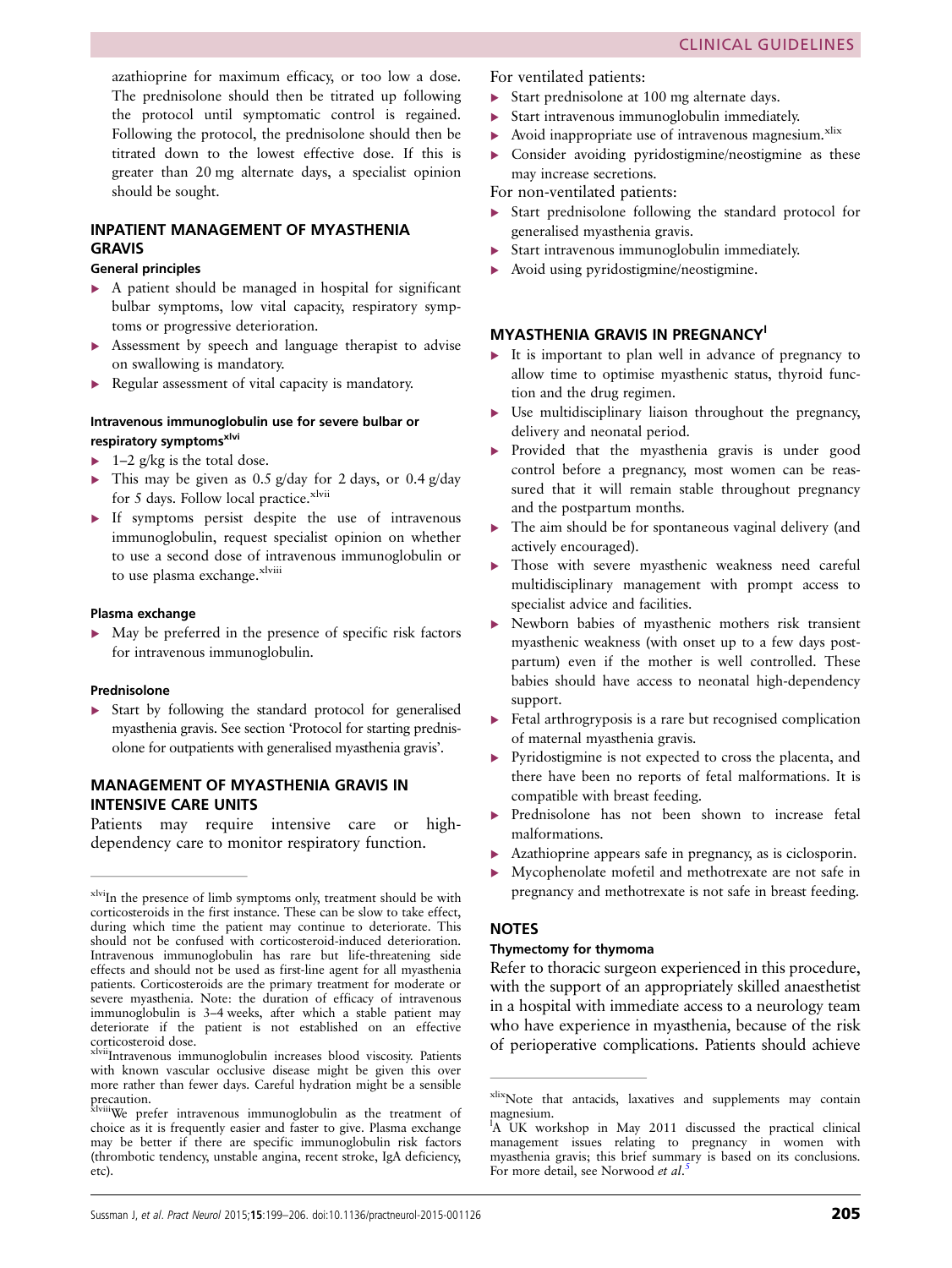azathioprine for maximum efficacy, or too low a dose. The prednisolone should then be titrated up following the protocol until symptomatic control is regained. Following the protocol, the prednisolone should then be titrated down to the lowest effective dose. If this is greater than 20 mg alternate days, a specialist opinion should be sought.

## INPATIENT MANAGEMENT OF MYASTHENIA GRAVIS

### General principles

- A patient should be managed in hospital for significant bulbar symptoms, low vital capacity, respiratory symptoms or progressive deterioration.
- Assessment by speech and language therapist to advise on swallowing is mandatory.
- Regular assessment of vital capacity is mandatory.

#### Intravenous immunoglobulin use for severe bulbar or respiratory symptoms[xlvi]

- 1–2 g/kg is the total dose.
- This may be given as 0.5 g/day for 2 days, or 0.4 g/day for 5 days. Follow local practice.[xlvii]
- If symptoms persist despite the use of intravenous immunoglobulin, request specialist opinion on whether to use a second dose of intravenous immunoglobulin or to use plasma exchange.[xlviii]

#### Plasma exchange

- May be preferred in the presence of specific risk factors for intravenous immunoglobulin.

#### Prednisolone

- Start by following the standard protocol for generalised myasthenia gravis. See section 'Protocol for starting prednisolone for outpatients with generalised myasthenia gravis'.

## MANAGEMENT OF MYASTHENIA GRAVIS IN INTENSIVE CARE UNITS

Patients may require intensive care or high-dependency care to monitor respiratory function.

For ventilated patients:

- Start prednisolone at 100 mg alternate days.
- Start intravenous immunoglobulin immediately.
- Avoid inappropriate use of intravenous magnesium.[xlix]
- Consider avoiding pyridostigmine/neostigmine as these may increase secretions.

For non-ventilated patients:

- Start prednisolone following the standard protocol for generalised myasthenia gravis.
- Start intravenous immunoglobulin immediately.
- Avoid using pyridostigmine/neostigmine.

## MYASTHENIA GRAVIS IN PREGNANCY[l]

- It is important to plan well in advance of pregnancy to allow time to optimise myasthenic status, thyroid function and the drug regimen.
- Use multidisciplinary liaison throughout the pregnancy, delivery and neonatal period.
- Provided that the myasthenia gravis is under good control before a pregnancy, most women can be reassured that it will remain stable throughout pregnancy and the postpartum months.
- The aim should be for spontaneous vaginal delivery (and actively encouraged).
- Those with severe myasthenic weakness need careful multidisciplinary management with prompt access to specialist advice and facilities.
- Newborn babies of myasthenic mothers risk transient myasthenic weakness (with onset up to a few days postpartum) even if the mother is well controlled. These babies should have access to neonatal high-dependency support.
- Fetal arthrogryposis is a rare but recognised complication of maternal myasthenia gravis.
- Pyridostigmine is not expected to cross the placenta, and there have been no reports of fetal malformations. It is compatible with breast feeding.
- Prednisolone has not been shown to increase fetal malformations.
- Azathioprine appears safe in pregnancy, as is ciclosporin.
- Mycophenolate mofetil and methotrexate are not safe in pregnancy and methotrexate is not safe in breast feeding.

## NOTES

### Thymectomy for thymoma

Refer to thoracic surgeon experienced in this procedure, with the support of an appropriately skilled anaesthetist in a hospital with immediate access to a neurology team who have experience in myasthenia, because of the risk of perioperative complications. Patients should achieve

---

[xlvi] In the presence of limb symptoms only, treatment should be with corticosteroids in the first instance. These can be slow to take effect, during which time the patient may continue to deteriorate. This should not be confused with corticosteroid-induced deterioration. Intravenous immunoglobulin has rare but life-threatening side effects and should not be used as first-line agent for all myasthenia patients. Corticosteroids are the primary treatment for moderate or severe myasthenia. Note: the duration of efficacy of intravenous immunoglobulin is 3–4 weeks, after which a stable patient may deteriorate if the patient is not established on an effective corticosteroid dose.

[xlvii] Intravenous immunoglobulin increases blood viscosity. Patients with known vascular occlusive disease might be given this over more rather than fewer days. Careful hydration might be a sensible precaution.

[xlviii] We prefer intravenous immunoglobulin as the treatment of choice as it is frequently easier and faster to give. Plasma exchange may be better if there are specific immunoglobulin risk factors (thrombotic tendency, unstable angina, recent stroke, IgA deficiency, etc).

[xlix] Note that antacids, laxatives and supplements may contain magnesium.

[l] A UK workshop in May 2011 discussed the practical clinical management issues relating to pregnancy in women with myasthenia gravis; this brief summary is based on its conclusions. For more detail, see Norwood *et al*.[5]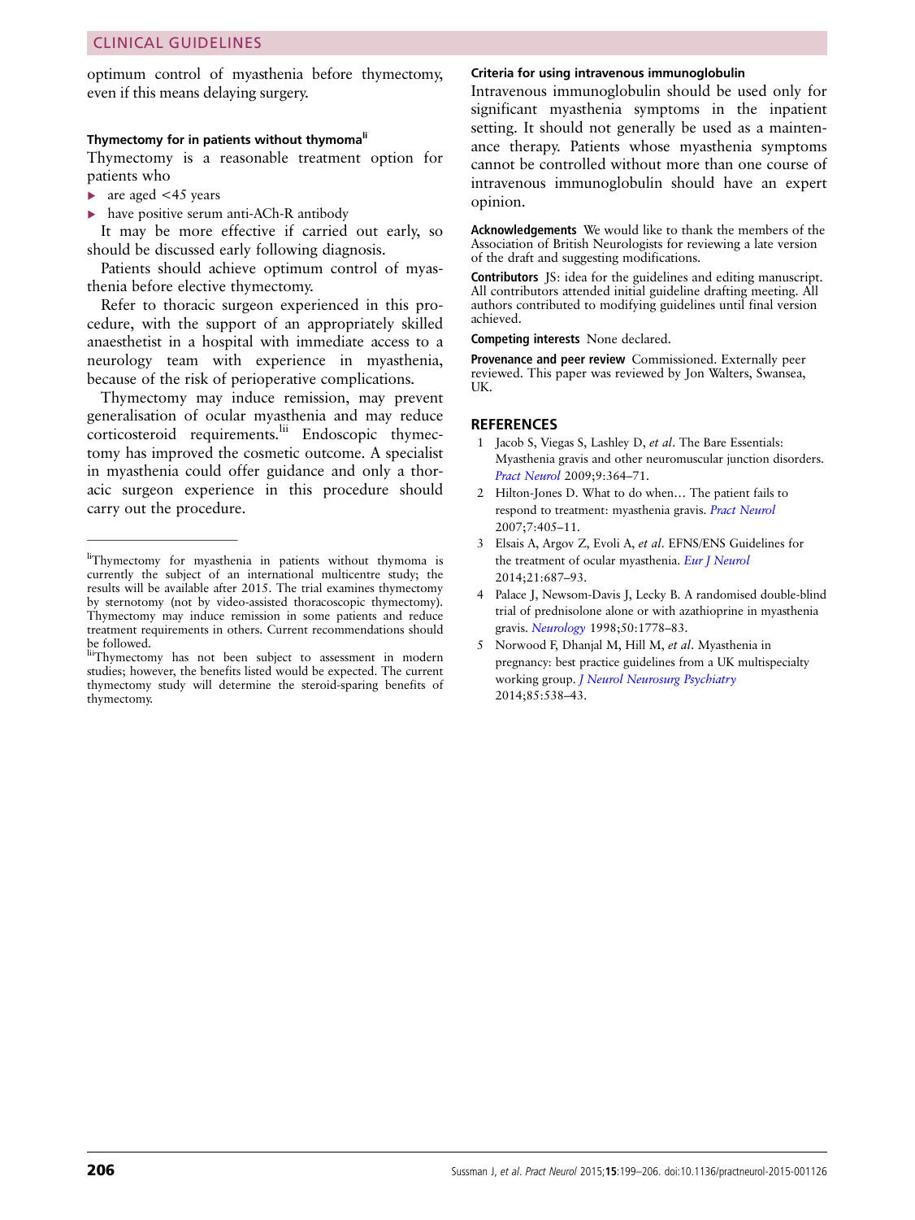optimum control of myasthenia before thymectomy, even if this means delaying surgery.

### Thymectomy for in patients without thymoma[li]

Thymectomy is a reasonable treatment option for patients who

- are aged <45 years
- have positive serum anti-ACh-R antibody

It may be more effective if carried out early, so should be discussed early following diagnosis.

Patients should achieve optimum control of myasthenia before elective thymectomy.

Refer to thoracic surgeon experienced in this procedure, with the support of an appropriately skilled anaesthetist in a hospital with immediate access to a neurology team with experience in myasthenia, because of the risk of perioperative complications.

Thymectomy may induce remission, may prevent generalisation of ocular myasthenia and may reduce corticosteroid requirements.[lii] Endoscopic thymectomy has improved the cosmetic outcome. A specialist in myasthenia could offer guidance and only a thoracic surgeon experience in this procedure should carry out the procedure.

---

[li]Thymectomy for myasthenia in patients without thymoma is currently the subject of an international multicentre study; the results will be available after 2015. The trial examines thymectomy by sternotomy (not by video-assisted thoracoscopic thymectomy). Thymectomy may induce remission in some patients and reduce treatment requirements in others. Current recommendations should be followed.

[lii]Thymectomy has not been subject to assessment in modern studies; however, the benefits listed would be expected. The current thymectomy study will determine the steroid-sparing benefits of thymectomy.

### Criteria for using intravenous immunoglobulin

Intravenous immunoglobulin should be used only for significant myasthenia symptoms in the inpatient setting. It should not generally be used as a maintenance therapy. Patients whose myasthenia symptoms cannot be controlled without more than one course of intravenous immunoglobulin should have an expert opinion.

**Acknowledgements** We would like to thank the members of the Association of British Neurologists for reviewing a late version of the draft and suggesting modifications.

**Contributors** JS: idea for the guidelines and editing manuscript. All contributors attended initial guideline drafting meeting. All authors contributed to modifying guidelines until final version achieved.

**Competing interests** None declared.

**Provenance and peer review** Commissioned. Externally peer reviewed. This paper was reviewed by Jon Walters, Swansea, UK.

## REFERENCES

1. Jacob S, Viegas S, Lashley D, *et al*. The Bare Essentials: Myasthenia gravis and other neuromuscular junction disorders. *Pract Neurol* 2009;9:364–71.
2. Hilton-Jones D. What to do when… The patient fails to respond to treatment: myasthenia gravis. *Pract Neurol* 2007;7:405–11.
3. Elsais A, Argov Z, Evoli A, *et al*. EFNS/ENS Guidelines for the treatment of ocular myasthenia. *Eur J Neurol* 2014;21:687–93.
4. Palace J, Newsom-Davis J, Lecky B. A randomised double-blind trial of prednisolone alone or with azathioprine in myasthenia gravis. *Neurology* 1998;50:1778–83.
5. Norwood F, Dhanjal M, Hill M, *et al*. Myasthenia in pregnancy: best practice guidelines from a UK multispecialty working group. *J Neurol Neurosurg Psychiatry* 2014;85:538–43.